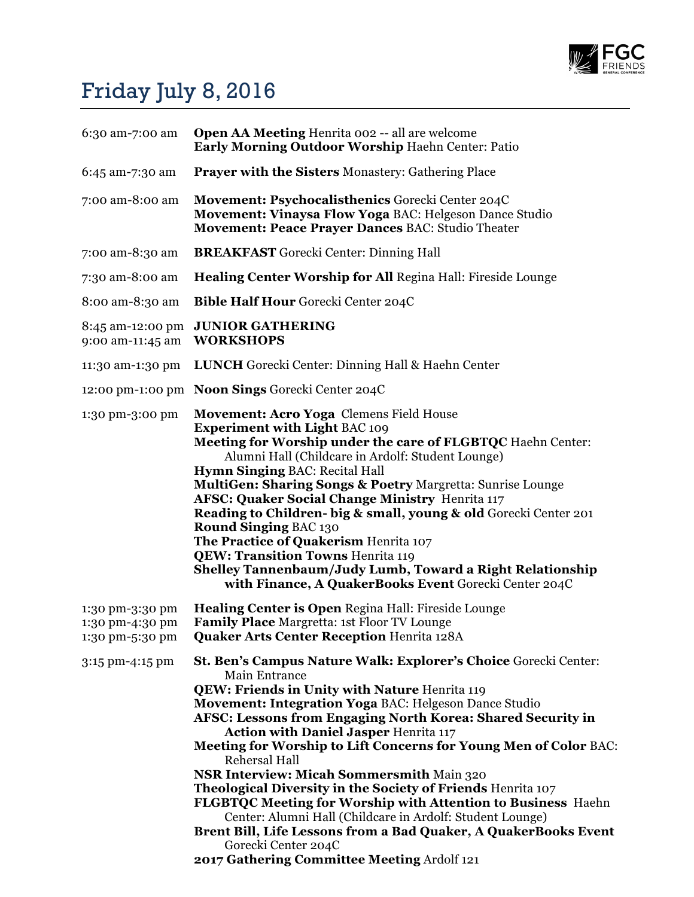# Friday July 8, 2016

| | |
|---|---|
| 6:30 am-7:00 am | **Open AA Meeting** Henrita 002 -- all are welcome<br>**Early Morning Outdoor Worship** Haehn Center: Patio |
| 6:45 am-7:30 am | **Prayer with the Sisters** Monastery: Gathering Place |
| 7:00 am-8:00 am | **Movement: Psychocalisthenics** Gorecki Center 204C<br>**Movement: Vinaysa Flow Yoga** BAC: Helgeson Dance Studio<br>**Movement: Peace Prayer Dances** BAC: Studio Theater |
| 7:00 am-8:30 am | **BREAKFAST** Gorecki Center: Dinning Hall |
| 7:30 am-8:00 am | **Healing Center Worship for All** Regina Hall: Fireside Lounge |
| 8:00 am-8:30 am | **Bible Half Hour** Gorecki Center 204C |
| 8:45 am-12:00 pm<br>9:00 am-11:45 am | **JUNIOR GATHERING**<br>**WORKSHOPS** |
| 11:30 am-1:30 pm | **LUNCH** Gorecki Center: Dinning Hall & Haehn Center |
| 12:00 pm-1:00 pm | **Noon Sings** Gorecki Center 204C |
| 1:30 pm-3:00 pm | **Movement: Acro Yoga** Clemens Field House<br>**Experiment with Light** BAC 109<br>**Meeting for Worship under the care of FLGBTQC** Haehn Center: Alumni Hall (Childcare in Ardolf: Student Lounge)<br>**Hymn Singing** BAC: Recital Hall<br>**MultiGen: Sharing Songs & Poetry** Margretta: Sunrise Lounge<br>**AFSC: Quaker Social Change Ministry** Henrita 117<br>**Reading to Children- big & small, young & old** Gorecki Center 201<br>**Round Singing** BAC 130<br>**The Practice of Quakerism** Henrita 107<br>**QEW: Transition Towns** Henrita 119<br>**Shelley Tannenbaum/Judy Lumb, Toward a Right Relationship with Finance, A QuakerBooks Event** Gorecki Center 204C |
| 1:30 pm-3:30 pm<br>1:30 pm-4:30 pm<br>1:30 pm-5:30 pm | **Healing Center is Open** Regina Hall: Fireside Lounge<br>**Family Place** Margretta: 1st Floor TV Lounge<br>**Quaker Arts Center Reception** Henrita 128A |
| 3:15 pm-4:15 pm | **St. Ben's Campus Nature Walk: Explorer's Choice** Gorecki Center: Main Entrance<br>**QEW: Friends in Unity with Nature** Henrita 119<br>**Movement: Integration Yoga** BAC: Helgeson Dance Studio<br>**AFSC: Lessons from Engaging North Korea: Shared Security in Action with Daniel Jasper** Henrita 117<br>**Meeting for Worship to Lift Concerns for Young Men of Color** BAC: Rehersal Hall<br>**NSR Interview: Micah Sommersmith** Main 320<br>**Theological Diversity in the Society of Friends** Henrita 107<br>**FLGBTQC Meeting for Worship with Attention to Business** Haehn Center: Alumni Hall (Childcare in Ardolf: Student Lounge)<br>**Brent Bill, Life Lessons from a Bad Quaker, A QuakerBooks Event** Gorecki Center 204C<br>**2017 Gathering Committee Meeting** Ardolf 121 |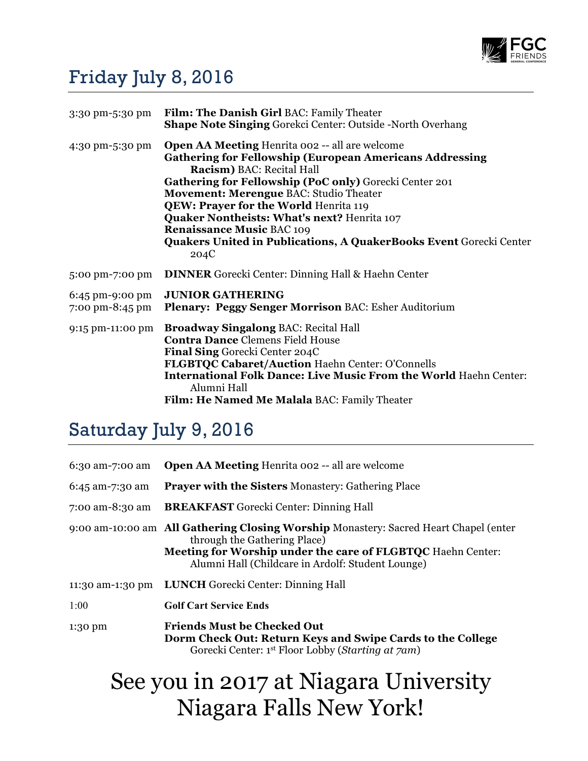## Friday July 8, 2016

| | |
|---|---|
| 3:30 pm-5:30 pm | **Film: The Danish Girl** BAC: Family Theater<br>**Shape Note Singing** Gorekci Center: Outside -North Overhang |
| 4:30 pm-5:30 pm | **Open AA Meeting** Henrita 002 -- all are welcome<br>**Gathering for Fellowship (European Americans Addressing Racism)** BAC: Recital Hall<br>**Gathering for Fellowship (PoC only)** Gorecki Center 201<br>**Movement: Merengue** BAC: Studio Theater<br>**QEW: Prayer for the World** Henrita 119<br>**Quaker Nontheists: What's next?** Henrita 107<br>**Renaissance Music** BAC 109<br>**Quakers United in Publications, A QuakerBooks Event** Gorecki Center 204C |
| 5:00 pm-7:00 pm | **DINNER** Gorecki Center: Dinning Hall & Haehn Center |
| 6:45 pm-9:00 pm | **JUNIOR GATHERING** |
| 7:00 pm-8:45 pm | **Plenary: Peggy Senger Morrison** BAC: Esher Auditorium |
| 9:15 pm-11:00 pm | **Broadway Singalong** BAC: Recital Hall<br>**Contra Dance** Clemens Field House<br>**Final Sing** Gorecki Center 204C<br>**FLGBTQC Cabaret/Auction** Haehn Center: O'Connells<br>**International Folk Dance: Live Music From the World** Haehn Center: Alumni Hall<br>**Film: He Named Me Malala** BAC: Family Theater |

## Saturday July 9, 2016

| | |
|---|---|
| 6:30 am-7:00 am | **Open AA Meeting** Henrita 002 -- all are welcome |
| 6:45 am-7:30 am | **Prayer with the Sisters** Monastery: Gathering Place |
| 7:00 am-8:30 am | **BREAKFAST** Gorecki Center: Dinning Hall |
| 9:00 am-10:00 am | **All Gathering Closing Worship** Monastery: Sacred Heart Chapel (enter through the Gathering Place)<br>**Meeting for Worship under the care of FLGBTQC** Haehn Center: Alumni Hall (Childcare in Ardolf: Student Lounge) |
| 11:30 am-1:30 pm | **LUNCH** Gorecki Center: Dinning Hall |
| 1:00 | **Golf Cart Service Ends** |
| 1:30 pm | **Friends Must be Checked Out**<br>**Dorm Check Out: Return Keys and Swipe Cards to the College** Gorecki Center: 1st Floor Lobby (*Starting at 7am*) |

# See you in 2017 at Niagara University Niagara Falls New York!